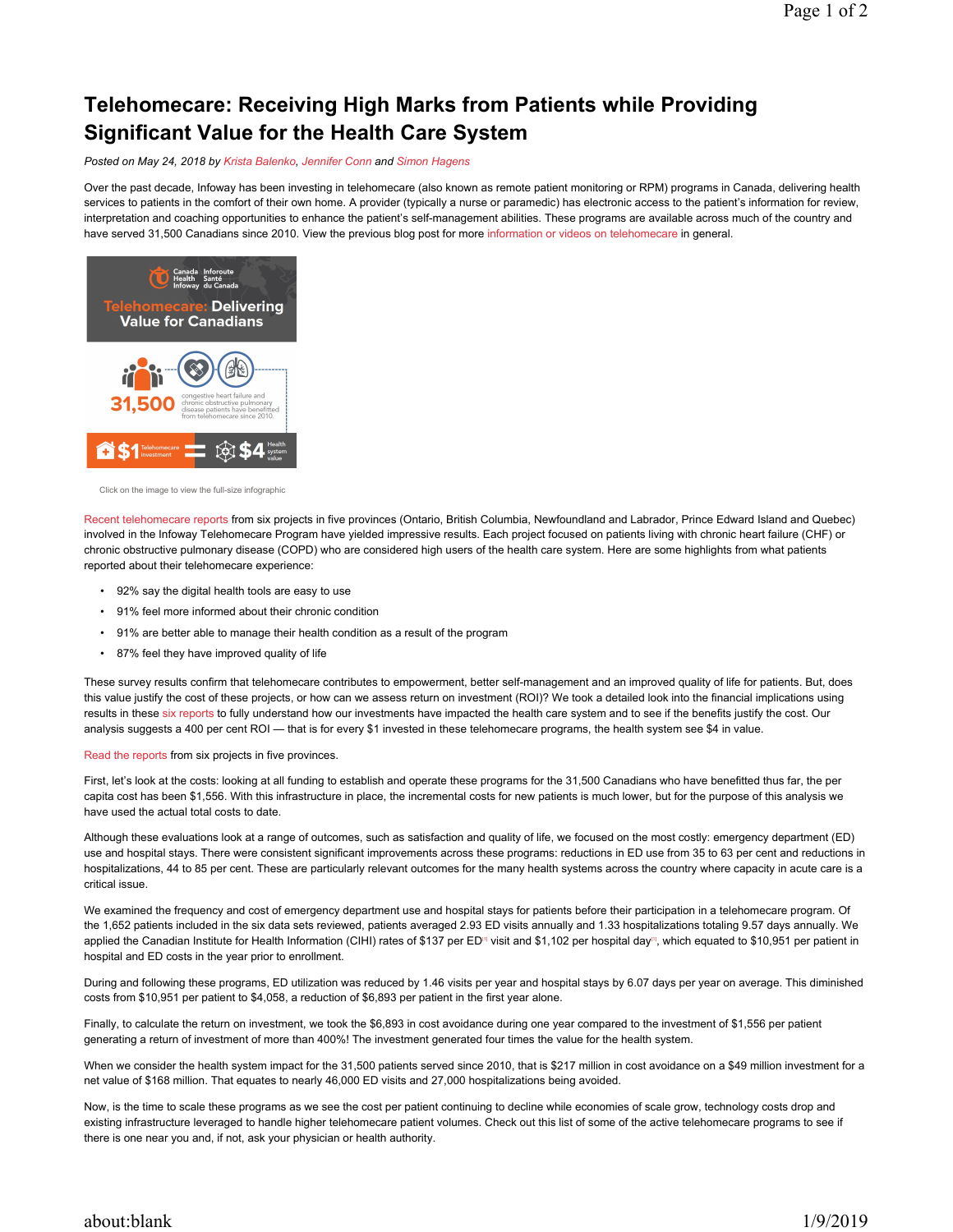# Telehomecare: Receiving High Marks from Patients while Providing Significant Value for the Health Care System

*Posted on May 24, 2018 by Krista Balenko, Jennifer Conn and Simon Hagens*

Over the past decade, Infoway has been investing in telehomecare (also known as remote patient monitoring or RPM) programs in Canada, delivering health services to patients in the comfort of their own home. A provider (typically a nurse or paramedic) has electronic access to the patient's information for review, interpretation and coaching opportunities to enhance the patient's self-management abilities. These programs are available across much of the country and have served 31,500 Canadians since 2010. View the previous blog post for more information or videos on telehomecare in general.

Click on the image to view the full-size infographic

Recent telehomecare reports from six projects in five provinces (Ontario, British Columbia, Newfoundland and Labrador, Prince Edward Island and Quebec) involved in the Infoway Telehomecare Program have yielded impressive results. Each project focused on patients living with chronic heart failure (CHF) or chronic obstructive pulmonary disease (COPD) who are considered high users of the health care system. Here are some highlights from what patients reported about their telehomecare experience:

- 92% say the digital health tools are easy to use
- 91% feel more informed about their chronic condition
- 91% are better able to manage their health condition as a result of the program
- 87% feel they have improved quality of life

These survey results confirm that telehomecare contributes to empowerment, better self-management and an improved quality of life for patients. But, does this value justify the cost of these projects, or how can we assess return on investment (ROI)? We took a detailed look into the financial implications using results in these six reports to fully understand how our investments have impacted the health care system and to see if the benefits justify the cost. Our analysis suggests a 400 per cent ROI — that is for every $1 invested in these telehomecare programs, the health system see $4 in value.

Read the reports from six projects in five provinces.

First, let's look at the costs: looking at all funding to establish and operate these programs for the 31,500 Canadians who have benefitted thus far, the per capita cost has been $1,556. With this infrastructure in place, the incremental costs for new patients is much lower, but for the purpose of this analysis we have used the actual total costs to date.

Although these evaluations look at a range of outcomes, such as satisfaction and quality of life, we focused on the most costly: emergency department (ED) use and hospital stays. There were consistent significant improvements across these programs: reductions in ED use from 35 to 63 per cent and reductions in hospitalizations, 44 to 85 per cent. These are particularly relevant outcomes for the many health systems across the country where capacity in acute care is a critical issue.

We examined the frequency and cost of emergency department use and hospital stays for patients before their participation in a telehomecare program. Of the 1,652 patients included in the six data sets reviewed, patients averaged 2.93 ED visits annually and 1.33 hospitalizations totaling 9.57 days annually. We applied the Canadian Institute for Health Information (CIHI) rates of $137 per ED[i] visit and $1,102 per hospital day[ii], which equated to $10,951 per patient in hospital and ED costs in the year prior to enrollment.

During and following these programs, ED utilization was reduced by 1.46 visits per year and hospital stays by 6.07 days per year on average. This diminished costs from $10,951 per patient to $4,058, a reduction of $6,893 per patient in the first year alone.

Finally, to calculate the return on investment, we took the $6,893 in cost avoidance during one year compared to the investment of $1,556 per patient generating a return of investment of more than 400%! The investment generated four times the value for the health system.

When we consider the health system impact for the 31,500 patients served since 2010, that is $217 million in cost avoidance on a $49 million investment for a net value of $168 million. That equates to nearly 46,000 ED visits and 27,000 hospitalizations being avoided.

Now, is the time to scale these programs as we see the cost per patient continuing to decline while economies of scale grow, technology costs drop and existing infrastructure leveraged to handle higher telehomecare patient volumes. Check out this list of some of the active telehomecare programs to see if there is one near you and, if not, ask your physician or health authority.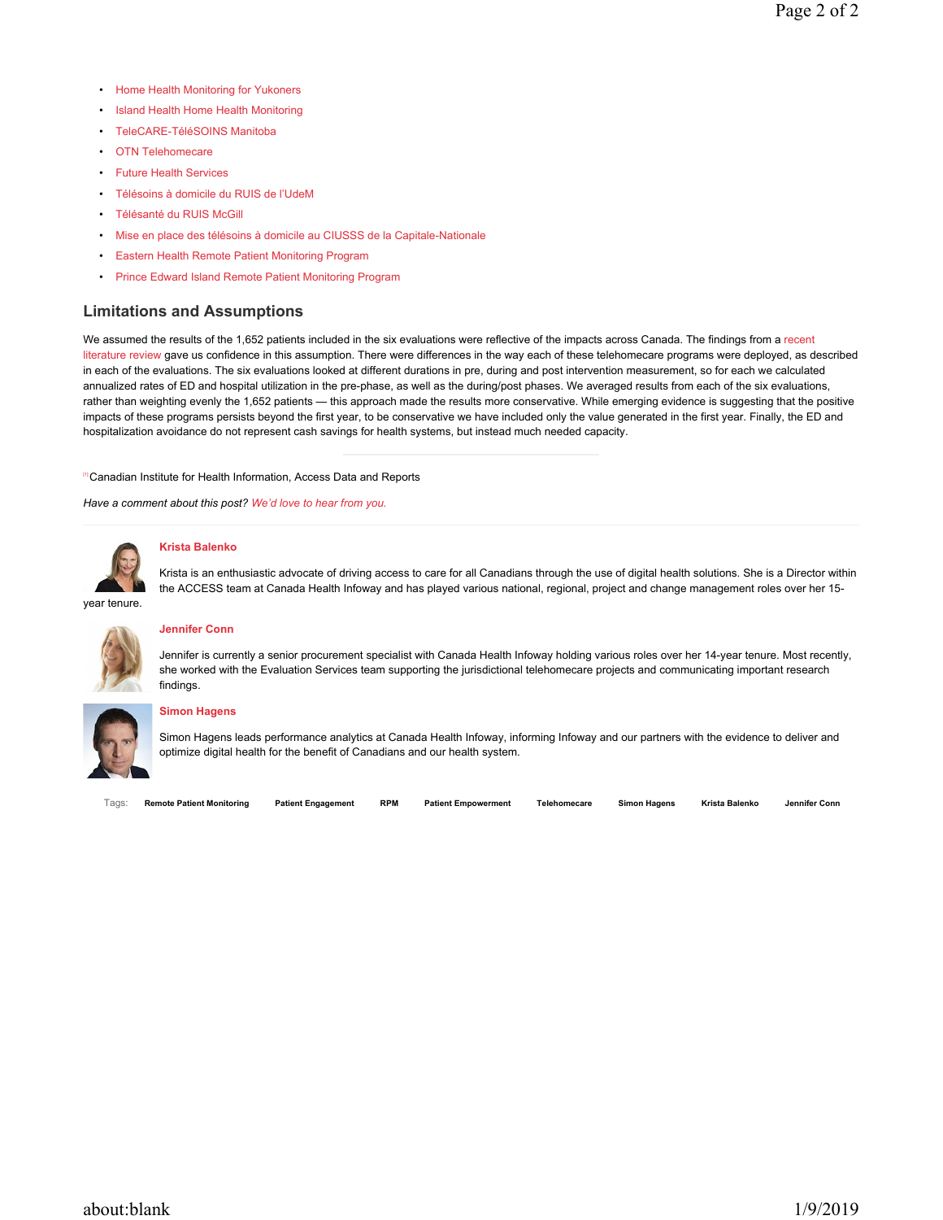- Home Health Monitoring for Yukoners
- Island Health Home Health Monitoring
- TeleCARE-TéléSOINS Manitoba
- OTN Telehomecare
- Future Health Services
- Télésoins à domicile du RUIS de l'UdeM
- Télésanté du RUIS McGill
- Mise en place des télésoins à domicile au CIUSSS de la Capitale-Nationale
- Eastern Health Remote Patient Monitoring Program
- Prince Edward Island Remote Patient Monitoring Program

## Limitations and Assumptions

We assumed the results of the 1,652 patients included in the six evaluations were reflective of the impacts across Canada. The findings from a recent literature review gave us confidence in this assumption. There were differences in the way each of these telehomecare programs were deployed, as described in each of the evaluations. The six evaluations looked at different durations in pre, during and post intervention measurement, so for each we calculated annualized rates of ED and hospital utilization in the pre-phase, as well as the during/post phases. We averaged results from each of the six evaluations, rather than weighting evenly the 1,652 patients — this approach made the results more conservative. While emerging evidence is suggesting that the positive impacts of these programs persists beyond the first year, to be conservative we have included only the value generated in the first year. Finally, the ED and hospitalization avoidance do not represent cash savings for health systems, but instead much needed capacity.

---

[1] Canadian Institute for Health Information, Access Data and Reports

*Have a comment about this post? We'd love to hear from you.*

---

**Krista Balenko**

Krista is an enthusiastic advocate of driving access to care for all Canadians through the use of digital health solutions. She is a Director within the ACCESS team at Canada Health Infoway and has played various national, regional, project and change management roles over her 15-year tenure.

**Jennifer Conn**

Jennifer is currently a senior procurement specialist with Canada Health Infoway holding various roles over her 14-year tenure. Most recently, she worked with the Evaluation Services team supporting the jurisdictional telehomecare projects and communicating important research findings.

**Simon Hagens**

Simon Hagens leads performance analytics at Canada Health Infoway, informing Infoway and our partners with the evidence to deliver and optimize digital health for the benefit of Canadians and our health system.

Tags: **Remote Patient Monitoring** **Patient Engagement** **RPM** **Patient Empowerment** **Telehomecare** **Simon Hagens** **Krista Balenko** **Jennifer Conn**